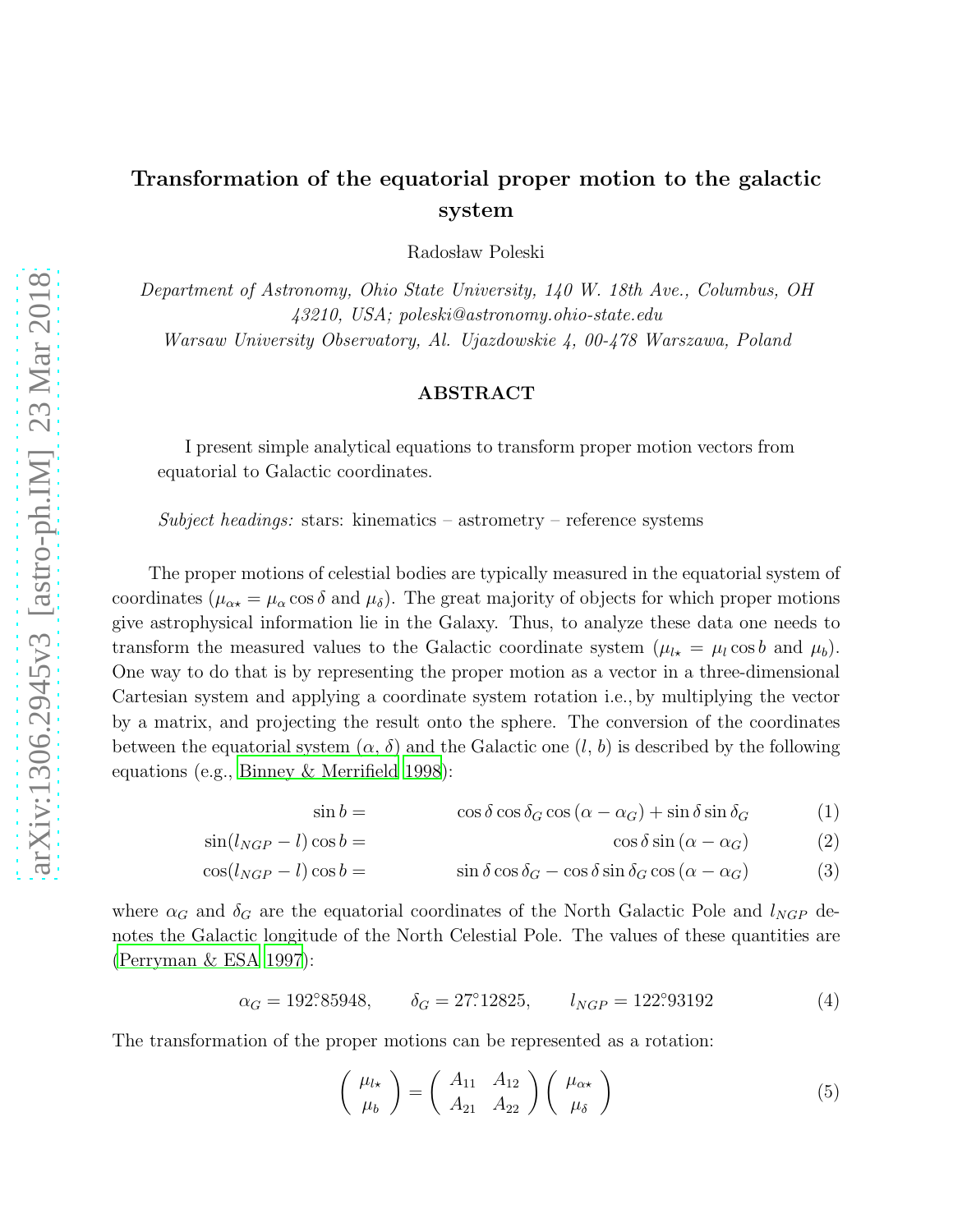# Transformation of the equatorial proper motion to the galactic system

Radosław Poleski

*Department of Astronomy, Ohio State University, 140 W. 18th Ave., Columbus, OH 43210, USA; poleski@astronomy.ohio-state.edu*

*Warsaw University Observatory, Al. Ujazdowskie 4, 00-478 Warszawa, Poland*

## ABSTRACT

I present simple analytical equations to transform proper motion vectors from equatorial to Galactic coordinates.

*Subject headings:* stars: kinematics – astrometry – reference systems

The proper motions of celestial bodies are typically measured in the equatorial system of coordinates ($\mu_{\alpha\star} = \mu_\alpha \cos\delta$ and $\mu_\delta$). The great majority of objects for which proper motions give astrophysical information lie in the Galaxy. Thus, to analyze these data one needs to transform the measured values to the Galactic coordinate system ($\mu_{l\star} = \mu_l \cos b$ and $\mu_b$). One way to do that is by representing the proper motion as a vector in a three-dimensional Cartesian system and applying a coordinate system rotation i.e., by multiplying the vector by a matrix, and projecting the result onto the sphere. The conversion of the coordinates between the equatorial system ($\alpha$, $\delta$) and the Galactic one ($l$, $b$) is described by the following equations (e.g., Binney & Merrifield 1998):

$$\sin b = \cos\delta \cos\delta_G \cos(\alpha - \alpha_G) + \sin\delta \sin\delta_G \quad (1)$$

$$\sin(l_{NGP} - l)\cos b = \cos\delta \sin(\alpha - \alpha_G) \quad (2)$$

$$\cos(l_{NGP} - l)\cos b = \sin\delta \cos\delta_G - \cos\delta \sin\delta_G \cos(\alpha - \alpha_G) \quad (3)$$

where $\alpha_G$ and $\delta_G$ are the equatorial coordinates of the North Galactic Pole and $l_{NGP}$ denotes the Galactic longitude of the North Celestial Pole. The values of these quantities are (Perryman & ESA 1997):

$$\alpha_G = 192.^\circ85948, \qquad \delta_G = 27.^\circ12825, \qquad l_{NGP} = 122.^\circ93192 \quad (4)$$

The transformation of the proper motions can be represented as a rotation:

$$\begin{pmatrix} \mu_{l\star} \\ \mu_b \end{pmatrix} = \begin{pmatrix} A_{11} & A_{12} \\ A_{21} & A_{22} \end{pmatrix} \begin{pmatrix} \mu_{\alpha\star} \\ \mu_\delta \end{pmatrix} \quad (5)$$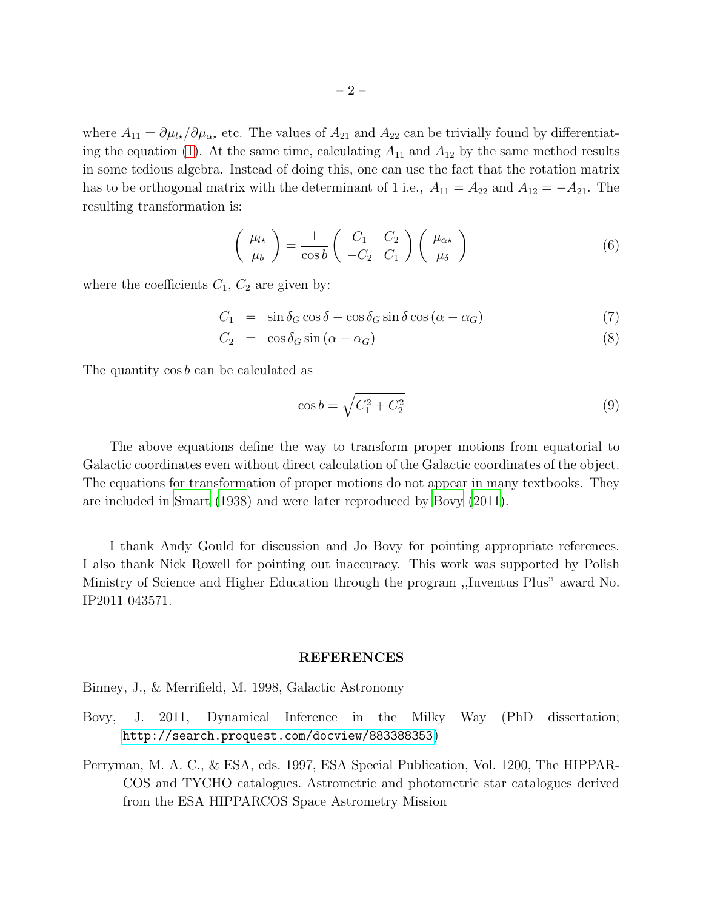where $A_{11} = \partial\mu_{l\star}/\partial\mu_{\alpha\star}$ etc. The values of $A_{21}$ and $A_{22}$ can be trivially found by differentiating the equation (1). At the same time, calculating $A_{11}$ and $A_{12}$ by the same method results in some tedious algebra. Instead of doing this, one can use the fact that the rotation matrix has to be orthogonal matrix with the determinant of 1 i.e., $A_{11} = A_{22}$ and $A_{12} = -A_{21}$. The resulting transformation is:

$$\begin{pmatrix} \mu_{l\star} \\ \mu_b \end{pmatrix} = \frac{1}{\cos b} \begin{pmatrix} C_1 & C_2 \\ -C_2 & C_1 \end{pmatrix} \begin{pmatrix} \mu_{\alpha\star} \\ \mu_\delta \end{pmatrix} \tag{6}$$

where the coefficients $C_1$, $C_2$ are given by:

$$C_1 = \sin\delta_G \cos\delta - \cos\delta_G \sin\delta \cos(\alpha - \alpha_G) \tag{7}$$

$$C_2 = \cos\delta_G \sin(\alpha - \alpha_G) \tag{8}$$

The quantity $\cos b$ can be calculated as

$$\cos b = \sqrt{C_1^2 + C_2^2} \tag{9}$$

The above equations define the way to transform proper motions from equatorial to Galactic coordinates even without direct calculation of the Galactic coordinates of the object. The equations for transformation of proper motions do not appear in many textbooks. They are included in Smart (1938) and were later reproduced by Bovy (2011).

I thank Andy Gould for discussion and Jo Bovy for pointing appropriate references. I also thank Nick Rowell for pointing out inaccuracy. This work was supported by Polish Ministry of Science and Higher Education through the program ,,Iuventus Plus" award No. IP2011 043571.

## REFERENCES

Binney, J., & Merrifield, M. 1998, Galactic Astronomy

Bovy, J. 2011, Dynamical Inference in the Milky Way (PhD dissertation; http://search.proquest.com/docview/883388353)

Perryman, M. A. C., & ESA, eds. 1997, ESA Special Publication, Vol. 1200, The HIPPARCOS and TYCHO catalogues. Astrometric and photometric star catalogues derived from the ESA HIPPARCOS Space Astrometry Mission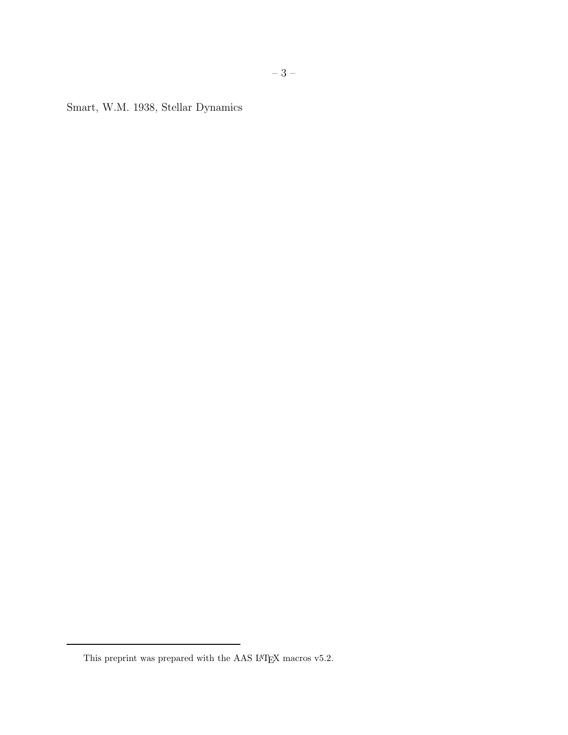Smart, W.M. 1938, Stellar Dynamics

This preprint was prepared with the AAS LATEX macros v5.2.